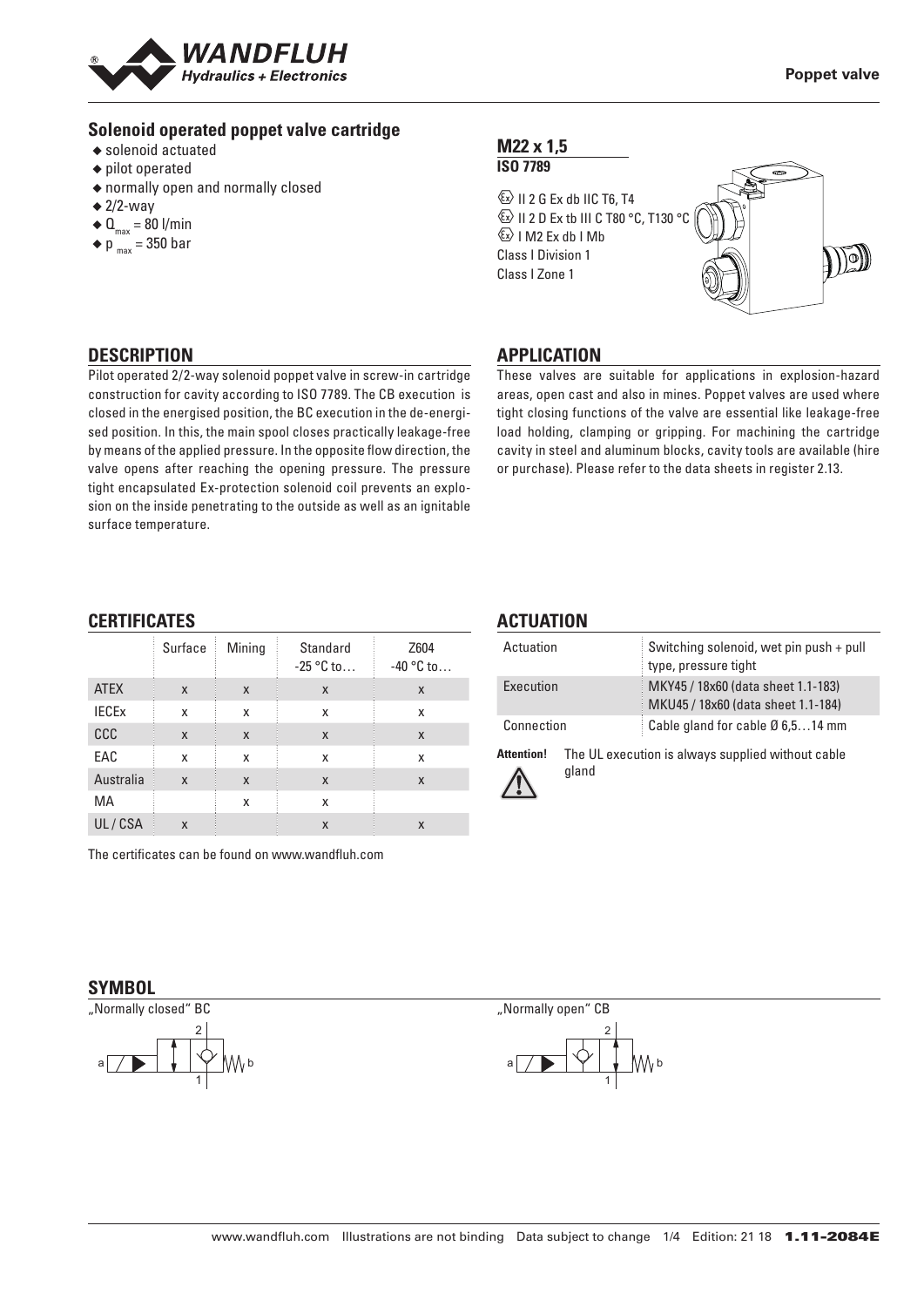Poppet valve

## Solenoid operated poppet valve cartridge

- solenoid actuated
- pilot operated
- normally open and normally closed
- 2/2-way
- $Q_{max}$ = 80 l/min
- $p_{max}$ = 350 bar

### M22 x 1,5
**ISO 7789**

Ex II 2 G Ex db IIC T6, T4
Ex II 2 D Ex tb III C T80 °C, T130 °C
Ex I M2 Ex db I Mb
Class I Division 1
Class I Zone 1

## DESCRIPTION

Pilot operated 2/2-way solenoid poppet valve in screw-in cartridge construction for cavity according to ISO 7789. The CB execution is closed in the energised position, the BC execution in the de-energised position. In this, the main spool closes practically leakage-free by means of the applied pressure. In the opposite flow direction, the valve opens after reaching the opening pressure. The pressure tight encapsulated Ex-protection solenoid coil prevents an explosion on the inside penetrating to the outside as well as an ignitable surface temperature.

## APPLICATION

These valves are suitable for applications in explosion-hazard areas, open cast and also in mines. Poppet valves are used where tight closing functions of the valve are essential like leakage-free load holding, clamping or gripping. For machining the cartridge cavity in steel and aluminum blocks, cavity tools are available (hire or purchase). Please refer to the data sheets in register 2.13.

## CERTIFICATES

| | Surface | Mining | Standard -25 °C to… | Z604 -40 °C to… |
|---|---|---|---|---|
| ATEX | x | x | x | x |
| IECEx | x | x | x | x |
| CCC | x | x | x | x |
| EAC | x | x | x | x |
| Australia | x | x | x | x |
| MA | | x | x | |
| UL / CSA | x | | x | x |

The certificates can be found on www.wandfluh.com

## ACTUATION

| | |
|---|---|
| Actuation | Switching solenoid, wet pin push + pull type, pressure tight |
| Execution | MKY45 / 18x60 (data sheet 1.1-183) MKU45 / 18x60 (data sheet 1.1-184) |
| Connection | Cable gland for cable Ø 6,5…14 mm |

**Attention!** The UL execution is always supplied without cable gland

## SYMBOL

„Normally closed" BC

„Normally open" CB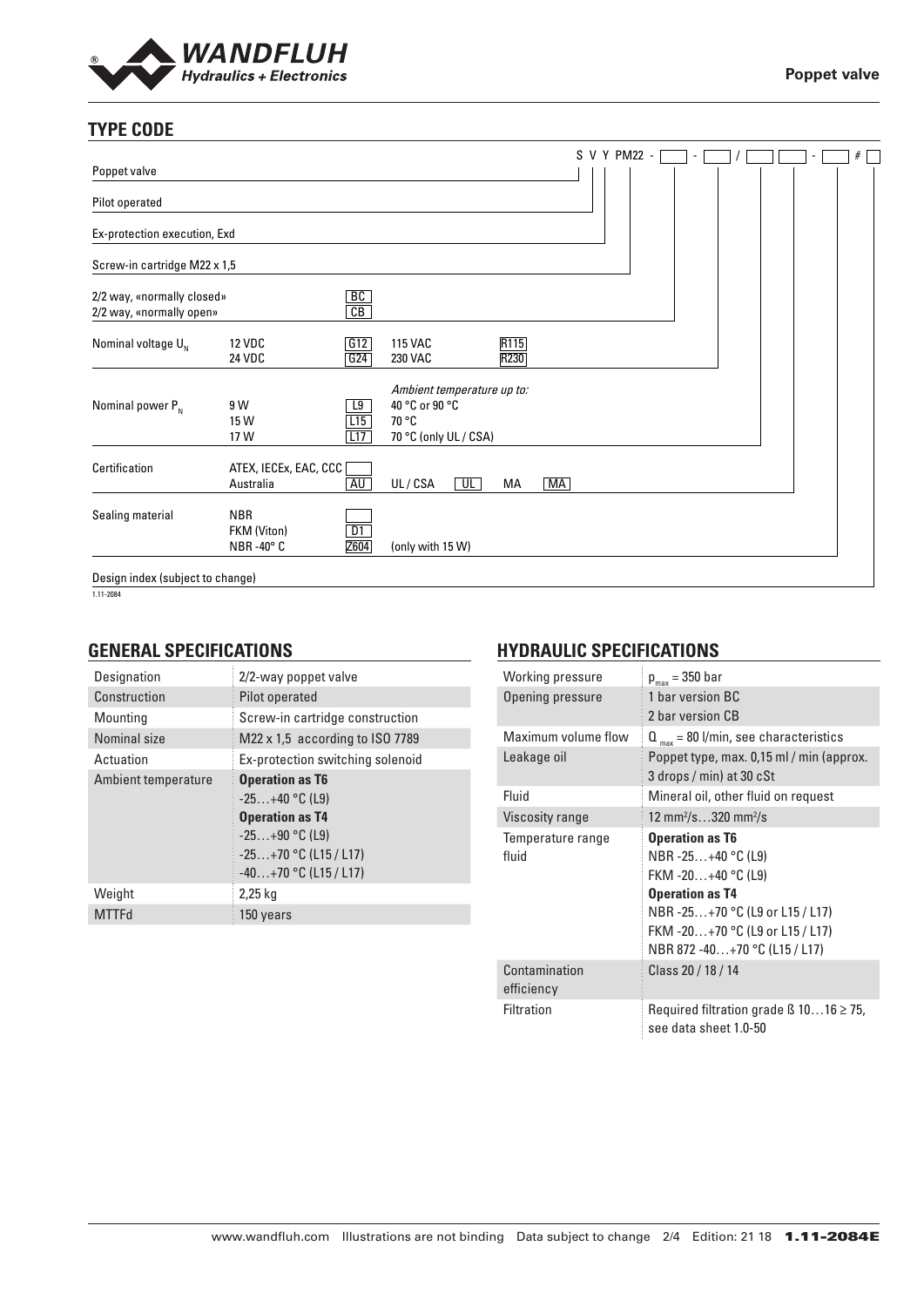## TYPE CODE

S V Y PM22 - [ ] - [ ] / [ ] [ ] - [ ] # [ ]

| | | | | | |
|---|---|---|---|---|---|
| Poppet valve | | | | | |
| Pilot operated | | | | | |
| Ex-protection execution, Exd | | | | | |
| Screw-in cartridge M22 x 1,5 | | | | | |
| 2/2 way, «normally closed» | | BC | | | |
| 2/2 way, «normally open» | | CB | | | |
| Nominal voltage $U_N$ | 12 VDC | G12 | 115 VAC | R115 | |
| | 24 VDC | G24 | 230 VAC | R230 | |
| Nominal power $P_N$ | | | *Ambient temperature up to:* | | |
| | 9 W | L9 | 40 °C or 90 °C | | |
| | 15 W | L15 | 70 °C | | |
| | 17 W | L17 | 70 °C (only UL / CSA) | | |
| Certification | ATEX, IECEx, EAC, CCC | [ ] | | | |
| | Australia | AU | UL / CSA | UL | MA [MA] |
| Sealing material | NBR | [ ] | | | |
| | FKM (Viton) | D1 | | | |
| | NBR -40° C | Z604 | (only with 15 W) | | |
| Design index (subject to change) | | | | | |

1.11-2084

## GENERAL SPECIFICATIONS

| | |
|---|---|
| Designation | 2/2-way poppet valve |
| Construction | Pilot operated |
| Mounting | Screw-in cartridge construction |
| Nominal size | M22 x 1,5 according to ISO 7789 |
| Actuation | Ex-protection switching solenoid |
| Ambient temperature | **Operation as T6**<br>-25…+40 °C (L9)<br>**Operation as T4**<br>-25…+90 °C (L9)<br>-25…+70 °C (L15 / L17)<br>-40…+70 °C (L15 / L17) |
| Weight | 2,25 kg |
| MTTFd | 150 years |

## HYDRAULIC SPECIFICATIONS

| | |
|---|---|
| Working pressure | $p_{max}$ = 350 bar |
| Opening pressure | 1 bar version BC<br>2 bar version CB |
| Maximum volume flow | $Q_{max}$ = 80 l/min, see characteristics |
| Leakage oil | Poppet type, max. 0,15 ml / min (approx. 3 drops / min) at 30 cSt |
| Fluid | Mineral oil, other fluid on request |
| Viscosity range | 12 mm²/s…320 mm²/s |
| Temperature range fluid | **Operation as T6**<br>NBR -25…+40 °C (L9)<br>FKM -20…+40 °C (L9)<br>**Operation as T4**<br>NBR -25…+70 °C (L9 or L15 / L17)<br>FKM -20…+70 °C (L9 or L15 / L17)<br>NBR 872 -40…+70 °C (L15 / L17) |
| Contamination efficiency | Class 20 / 18 / 14 |
| Filtration | Required filtration grade ß 10…16 ≥ 75, see data sheet 1.0-50 |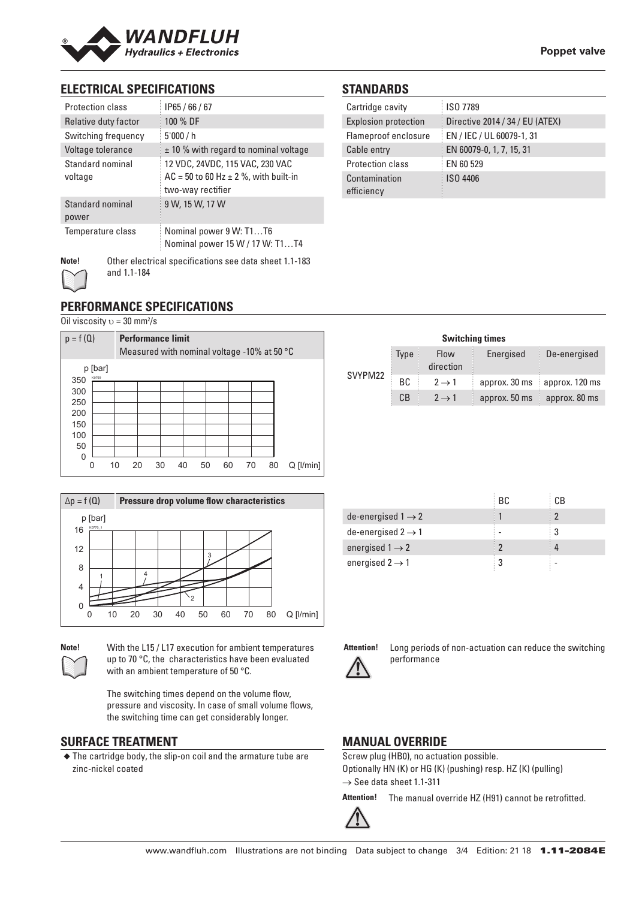## ELECTRICAL SPECIFICATIONS

| | |
|---|---|
| Protection class | IP65 / 66 / 67 |
| Relative duty factor | 100 % DF |
| Switching frequency | 5'000 / h |
| Voltage tolerance | ± 10 % with regard to nominal voltage |
| Standard nominal voltage | 12 VDC, 24VDC, 115 VAC, 230 VAC<br>AC = 50 to 60 Hz ± 2 %, with built-in two-way rectifier |
| Standard nominal power | 9 W, 15 W, 17 W |
| Temperature class | Nominal power 9 W: T1…T6<br>Nominal power 15 W / 17 W: T1…T4 |

**Note!** Other electrical specifications see data sheet 1.1-183 and 1.1-184

## STANDARDS

| | |
|---|---|
| Cartridge cavity | ISO 7789 |
| Explosion protection | Directive 2014 / 34 / EU (ATEX) |
| Flameproof enclosure | EN / IEC / UL 60079-1, 31 |
| Cable entry | EN 60079-0, 1, 7, 15, 31 |
| Protection class | EN 60 529 |
| Contamination efficiency | ISO 4406 |

## PERFORMANCE SPECIFICATIONS

Oil viscosity $\upsilon = 30\ mm^2/s$

$p = f(Q)$ **Performance limit**
Measured with nominal voltage -10% at 50 °C

| Switching times | | | | |
|---|---|---|---|---|
| | Type | Flow direction | Energised | De-energised |
| SVYPM22 | BC | $2 \rightarrow 1$ | approx. 30 ms | approx. 120 ms |
| | CB | $2 \rightarrow 1$ | approx. 50 ms | approx. 80 ms |

$\Delta p = f(Q)$ **Pressure drop volume flow characteristics**

| | BC | CB |
|---|---|---|
| de-energised $1 \rightarrow 2$ | 1 | 2 |
| de-energised $2 \rightarrow 1$ | - | 3 |
| energised $1 \rightarrow 2$ | 2 | 4 |
| energised $2 \rightarrow 1$ | 3 | - |

**Note!** With the L15 / L17 execution for ambient temperatures up to 70 °C, the characteristics have been evaluated with an ambient temperature of 50 °C.

The switching times depend on the volume flow, pressure and viscosity. In case of small volume flows, the switching time can get considerably longer.

**Attention!** Long periods of non-actuation can reduce the switching performance

## SURFACE TREATMENT

- The cartridge body, the slip-on coil and the armature tube are zinc-nickel coated

## MANUAL OVERRIDE

Screw plug (HB0), no actuation possible.
Optionally HN (K) or HG (K) (pushing) resp. HZ (K) (pulling)
$\rightarrow$ See data sheet 1.1-311

**Attention!** The manual override HZ (H91) cannot be retrofitted.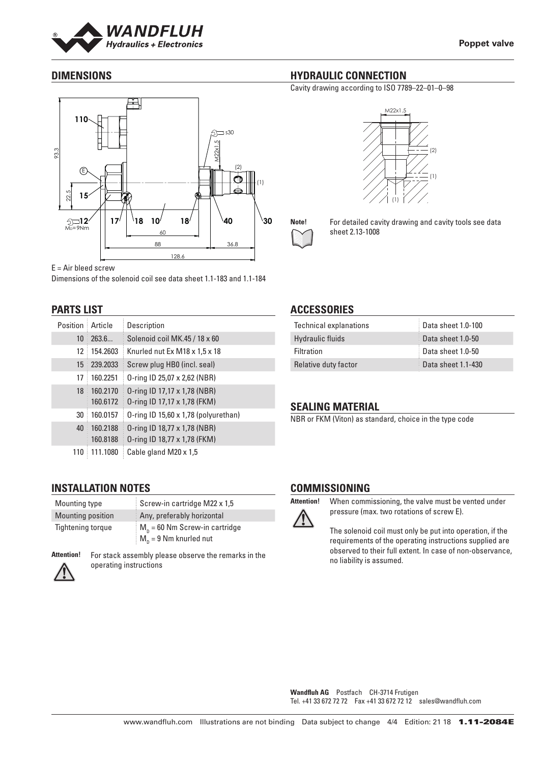## DIMENSIONS

110
93.3
E
22.5
15
12
$M_D$=9Nm
17
18
10
18
40
30
s30
M22x1.5
(2)
(1)
60
88
36.8
128.6

E = Air bleed screw

Dimensions of the solenoid coil see data sheet 1.1-183 and 1.1-184

## HYDRAULIC CONNECTION

Cavity drawing according to ISO 7789–22–01–0–98

M22x1.5
(2)
(1)
(1)

**Note!** For detailed cavity drawing and cavity tools see data sheet 2.13-1008

## PARTS LIST

| Position | Article | Description |
|---|---|---|
| 10 | 263.6... | Solenoid coil MK.45 / 18 x 60 |
| 12 | 154.2603 | Knurled nut Ex M18 x 1,5 x 18 |
| 15 | 239.2033 | Screw plug HB0 (incl. seal) |
| 17 | 160.2251 | O-ring ID 25,07 x 2,62 (NBR) |
| 18 | 160.2170<br>160.6172 | O-ring ID 17,17 x 1,78 (NBR)<br>O-ring ID 17,17 x 1,78 (FKM) |
| 30 | 160.0157 | O-ring ID 15,60 x 1,78 (polyurethan) |
| 40 | 160.2188<br>160.8188 | O-ring ID 18,77 x 1,78 (NBR)<br>O-ring ID 18,77 x 1,78 (FKM) |
| 110 | 111.1080 | Cable gland M20 x 1,5 |

## ACCESSORIES

| | |
|---|---|
| Technical explanations | Data sheet 1.0-100 |
| Hydraulic fluids | Data sheet 1.0-50 |
| Filtration | Data sheet 1.0-50 |
| Relative duty factor | Data sheet 1.1-430 |

## SEALING MATERIAL

NBR or FKM (Viton) as standard, choice in the type code

## INSTALLATION NOTES

| | |
|---|---|
| Mounting type | Screw-in cartridge M22 x 1,5 |
| Mounting position | Any, preferably horizontal |
| Tightening torque | $M_D$ = 60 Nm Screw-in cartridge<br>$M_D$ = 9 Nm knurled nut |

**Attention!** For stack assembly please observe the remarks in the operating instructions

## COMMISSIONING

**Attention!** When commissioning, the valve must be vented under pressure (max. two rotations of screw E).

The solenoid coil must only be put into operation, if the requirements of the operating instructions supplied are observed to their full extent. In case of non-observance, no liability is assumed.

**Wandfluh AG** Postfach CH-3714 Frutigen
Tel. +41 33 672 72 72 Fax +41 33 672 72 12 sales@wandfluh.com